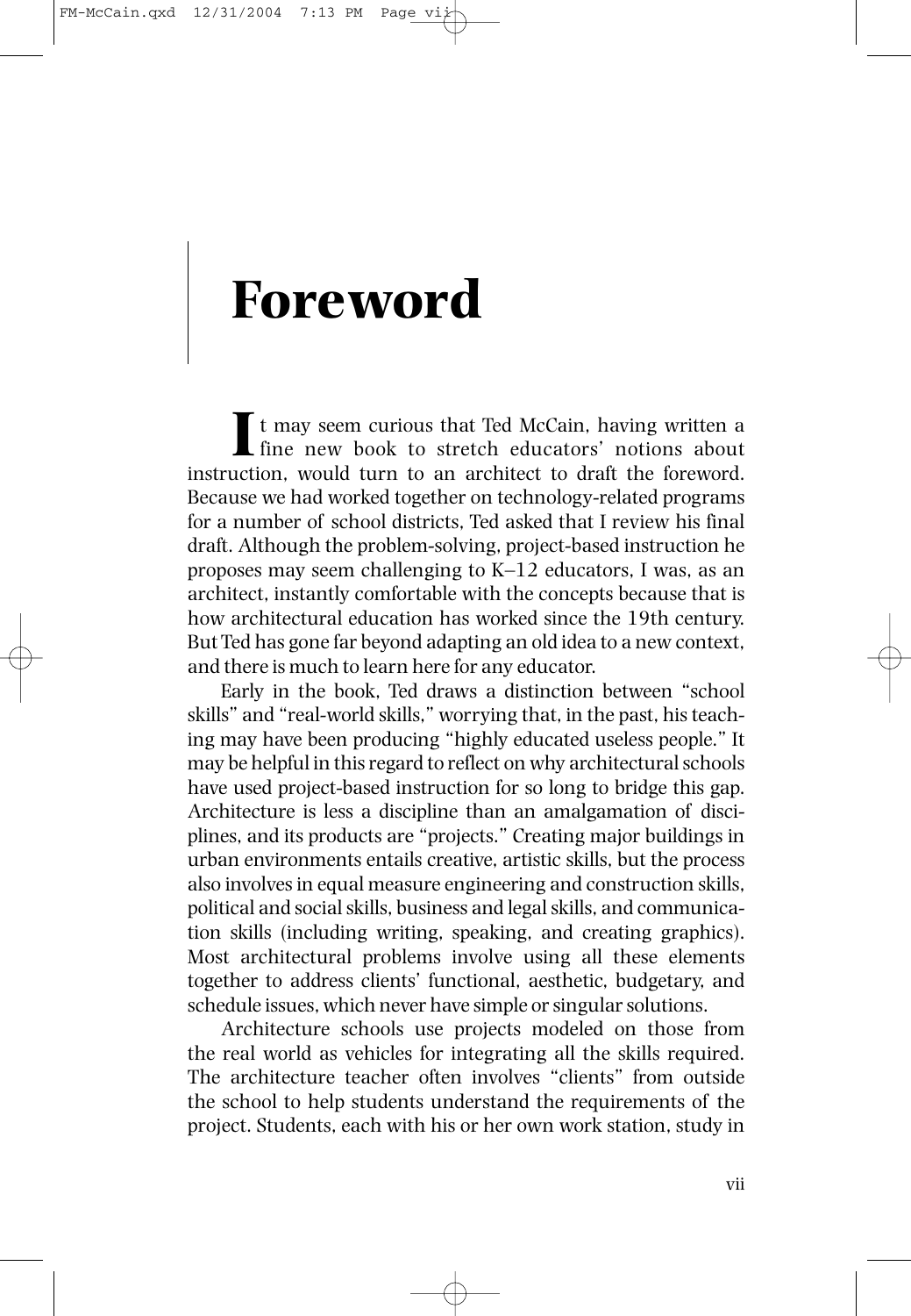# Foreword

It may seem curious that Ted McCain, having written a fine new book to stretch educators' notions about instruction, would turn to an architect to draft the foreword. Because we had worked together on technology-related programs for a number of school districts, Ted asked that I review his final draft. Although the problem-solving, project-based instruction he proposes may seem challenging to K–12 educators, I was, as an architect, instantly comfortable with the concepts because that is how architectural education has worked since the 19th century. But Ted has gone far beyond adapting an old idea to a new context, and there is much to learn here for any educator.

Early in the book, Ted draws a distinction between "school skills" and "real-world skills," worrying that, in the past, his teaching may have been producing "highly educated useless people." It may be helpful in this regard to reflect on why architectural schools have used project-based instruction for so long to bridge this gap. Architecture is less a discipline than an amalgamation of disciplines, and its products are "projects." Creating major buildings in urban environments entails creative, artistic skills, but the process also involves in equal measure engineering and construction skills, political and social skills, business and legal skills, and communication skills (including writing, speaking, and creating graphics). Most architectural problems involve using all these elements together to address clients' functional, aesthetic, budgetary, and schedule issues, which never have simple or singular solutions.

Architecture schools use projects modeled on those from the real world as vehicles for integrating all the skills required. The architecture teacher often involves "clients" from outside the school to help students understand the requirements of the project. Students, each with his or her own work station, study in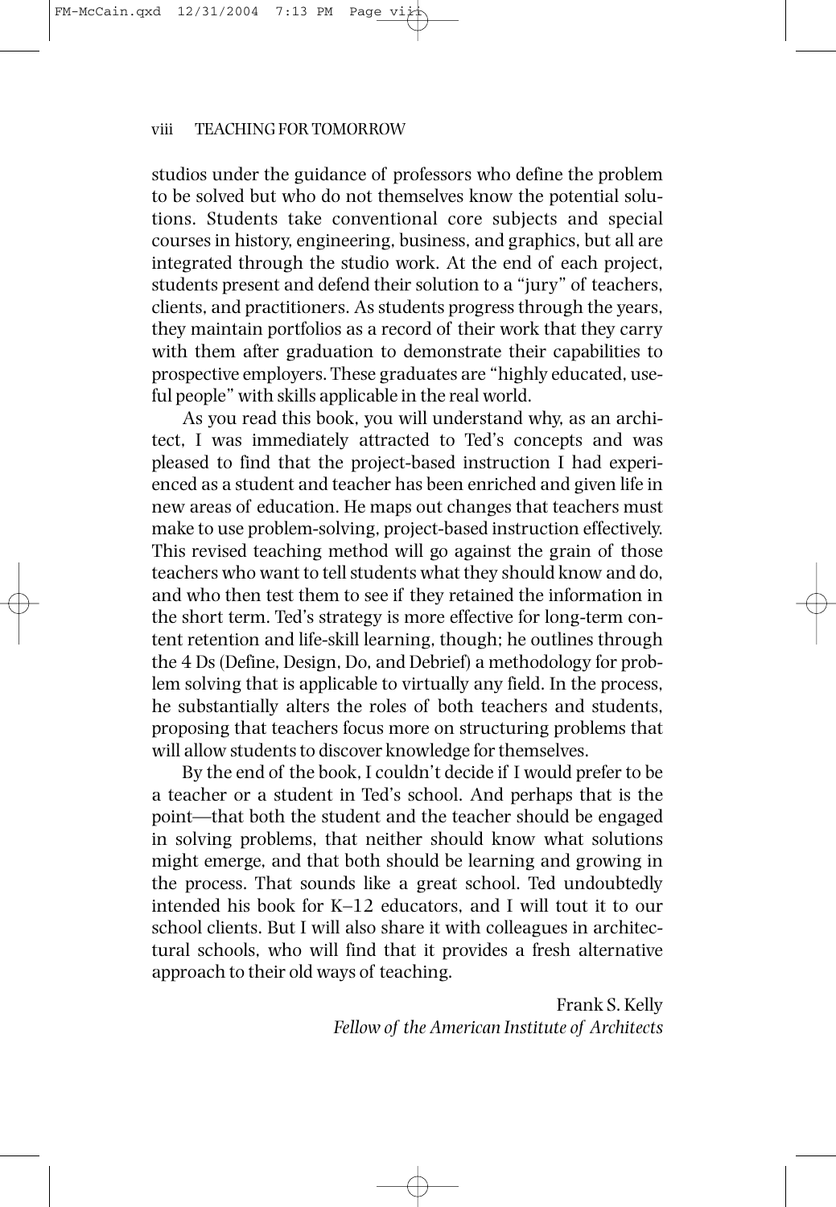studios under the guidance of professors who define the problem to be solved but who do not themselves know the potential solutions. Students take conventional core subjects and special courses in history, engineering, business, and graphics, but all are integrated through the studio work. At the end of each project, students present and defend their solution to a "jury" of teachers, clients, and practitioners. As students progress through the years, they maintain portfolios as a record of their work that they carry with them after graduation to demonstrate their capabilities to prospective employers. These graduates are "highly educated, useful people" with skills applicable in the real world.

As you read this book, you will understand why, as an architect, I was immediately attracted to Ted's concepts and was pleased to find that the project-based instruction I had experienced as a student and teacher has been enriched and given life in new areas of education. He maps out changes that teachers must make to use problem-solving, project-based instruction effectively. This revised teaching method will go against the grain of those teachers who want to tell students what they should know and do, and who then test them to see if they retained the information in the short term. Ted's strategy is more effective for long-term content retention and life-skill learning, though; he outlines through the 4 Ds (Define, Design, Do, and Debrief) a methodology for problem solving that is applicable to virtually any field. In the process, he substantially alters the roles of both teachers and students, proposing that teachers focus more on structuring problems that will allow students to discover knowledge for themselves.

By the end of the book, I couldn't decide if I would prefer to be a teacher or a student in Ted's school. And perhaps that is the point—that both the student and the teacher should be engaged in solving problems, that neither should know what solutions might emerge, and that both should be learning and growing in the process. That sounds like a great school. Ted undoubtedly intended his book for K–12 educators, and I will tout it to our school clients. But I will also share it with colleagues in architectural schools, who will find that it provides a fresh alternative approach to their old ways of teaching.

Frank S. Kelly
*Fellow of the American Institute of Architects*